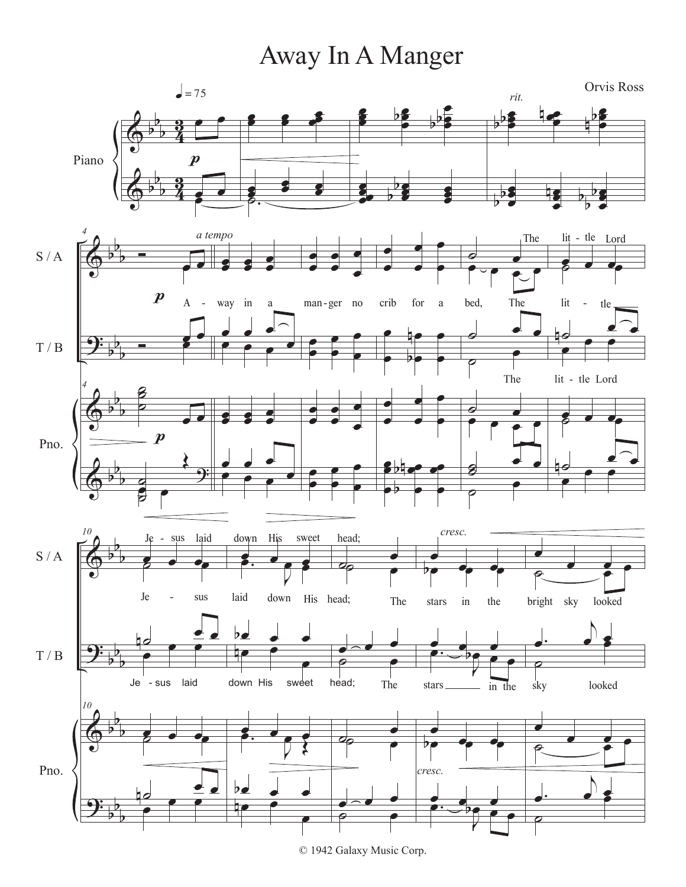# Away In A Manger

Orvis Ross

© 1942 Galaxy Music Corp.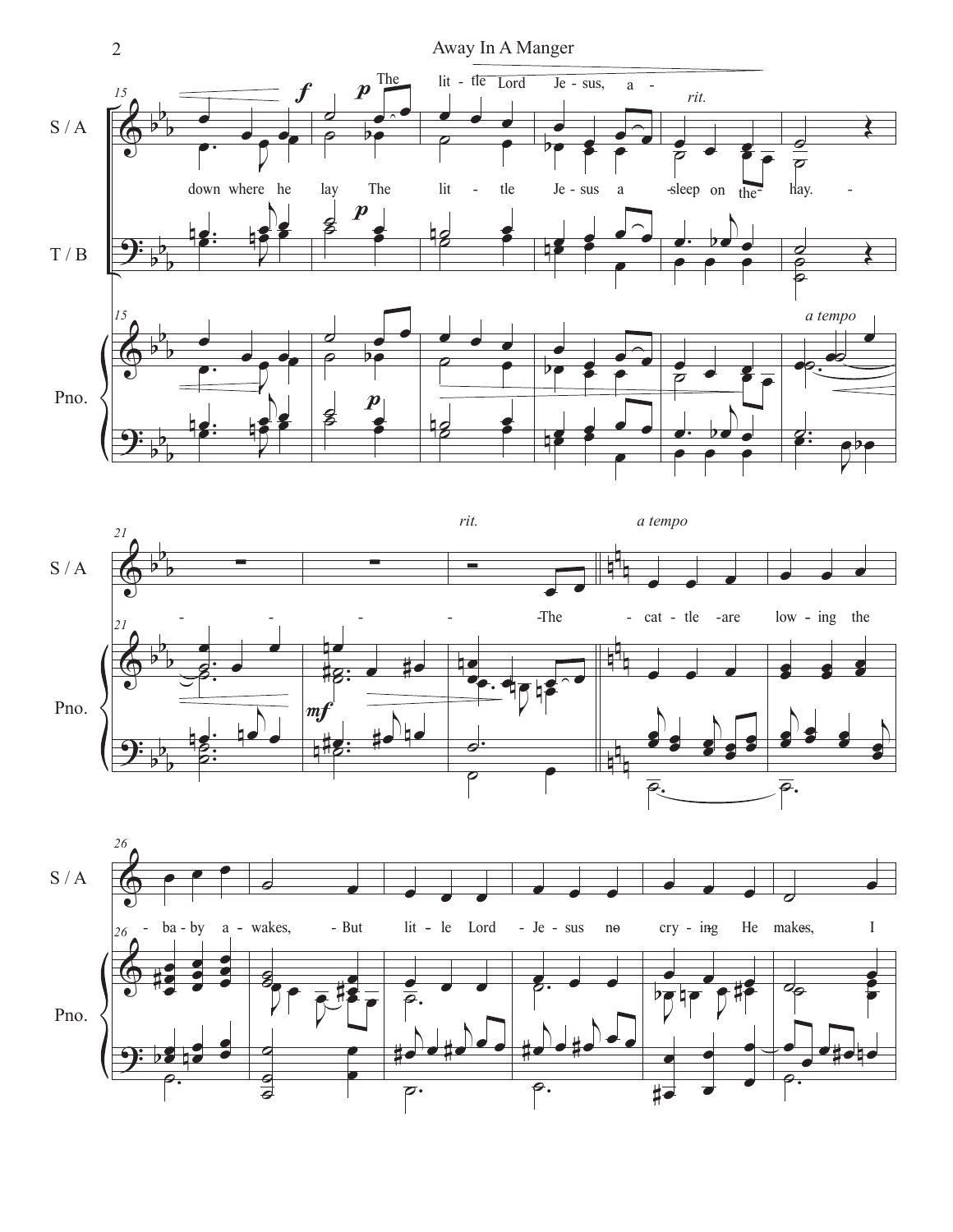S / A

T / B

Pno.

*f* *p* The lit - tle Lord Je - sus, a - *rit.*

down where he lay The lit - tle Je - sus a - sleep on the hay.

*a tempo*

*mf*

*rit.* *a tempo*

The cat - tle are low - ing the ba - by a - wakes, But lit - le Lord Je - sus no cry - ing He makes, I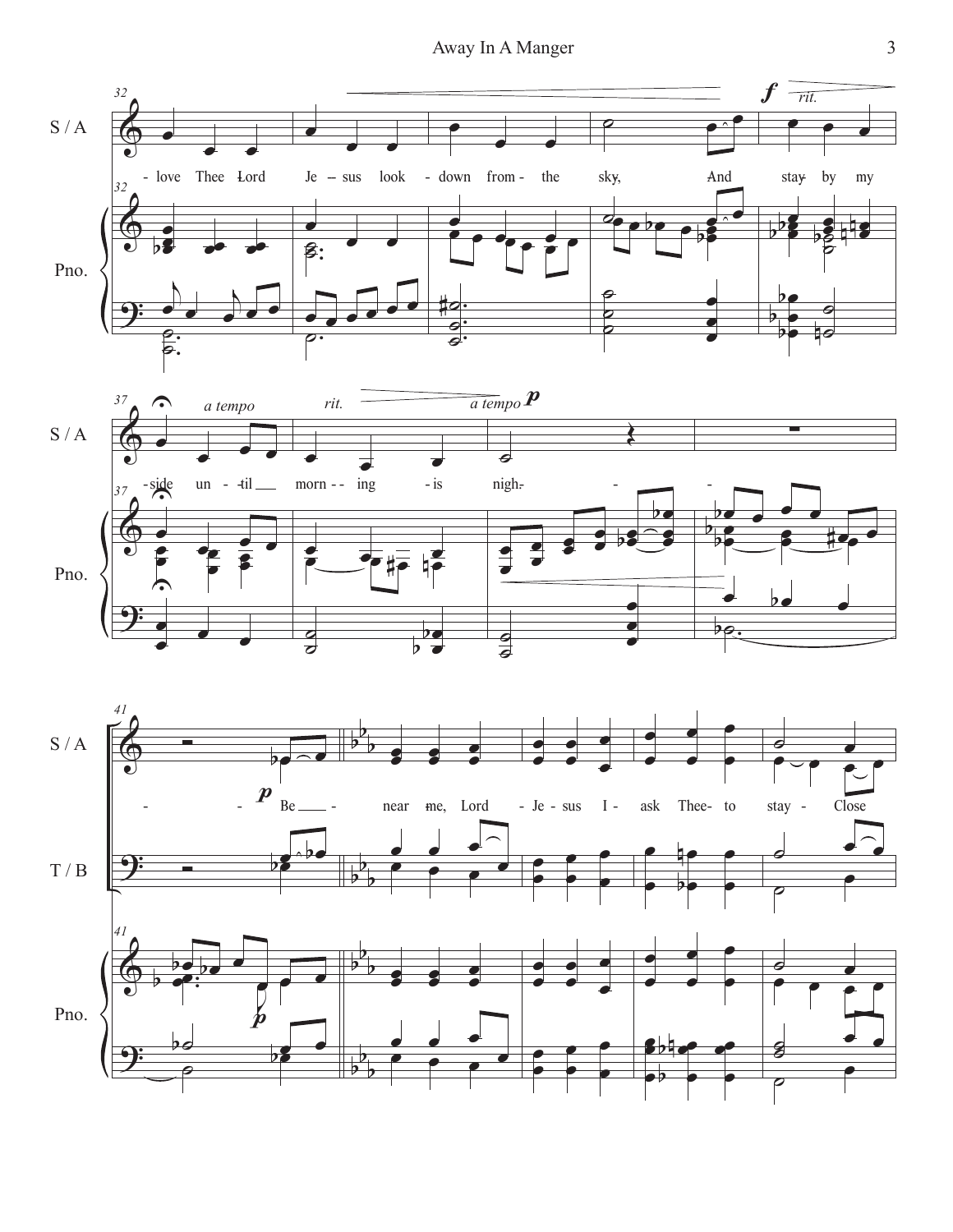S / A

Pno.

T / B

*rit.* *a tempo* *rit.* *a tempo*

love Thee Lord Je - sus look down from the sky, And stay by my side un - til morn - ing is nigh.

Be - near me, Lord Je - sus I ask Thee to stay Close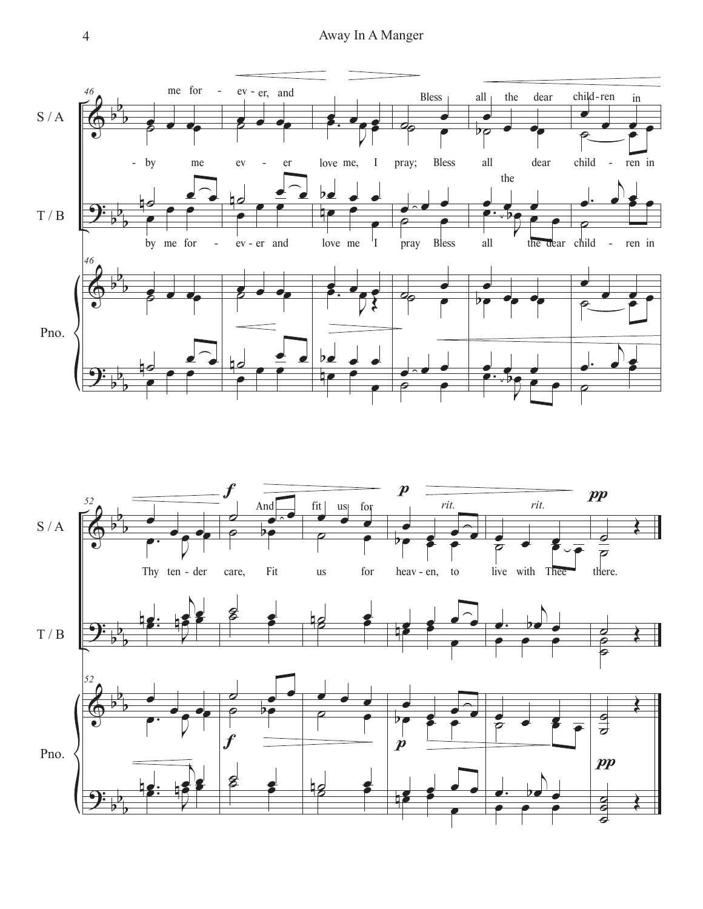S / A

me for - ev - er, and

Bless all the dear child - ren in

- by me ev - er love me, I pray; Bless all the dear child - ren in

T / B

by me for - ev - er and love me I pray Bless all the dear child - ren in

Pno.

S / A

*f* And fit us for *p* *rit.* *rit.* *pp*

Thy ten - der care, Fit us for heav - en, to live with Thee there.

T / B

Pno.

*f* *p* *pp*